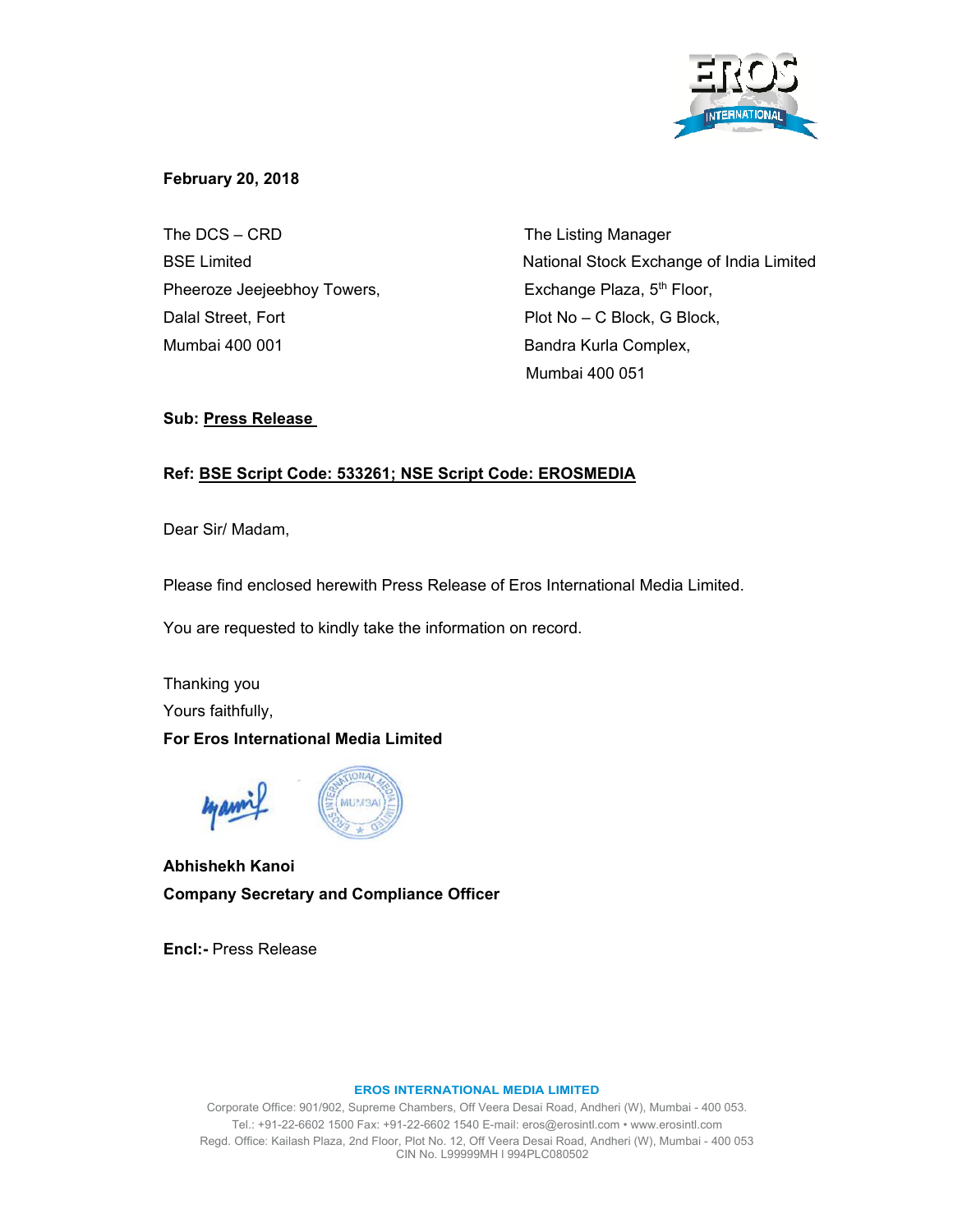**February 20, 2018**

The DCS – CRD
BSE Limited
Pheeroze Jeejeebhoy Towers,
Dalal Street, Fort
Mumbai 400 001

The Listing Manager
National Stock Exchange of India Limited
Exchange Plaza, 5th Floor,
Plot No – C Block, G Block,
Bandra Kurla Complex,
Mumbai 400 051

**Sub: Press Release**

**Ref: BSE Script Code: 533261; NSE Script Code: EROSMEDIA**

Dear Sir/ Madam,

Please find enclosed herewith Press Release of Eros International Media Limited.

You are requested to kindly take the information on record.

Thanking you
Yours faithfully,
**For Eros International Media Limited**

**Abhishekh Kanoi**
**Company Secretary and Compliance Officer**

**Encl:-** Press Release

**EROS INTERNATIONAL MEDIA LIMITED**
Corporate Office: 901/902, Supreme Chambers, Off Veera Desai Road, Andheri (W), Mumbai - 400 053.
Tel.: +91-22-6602 1500 Fax: +91-22-6602 1540 E-mail: eros@erosintl.com • www.erosintl.com
Regd. Office: Kailash Plaza, 2nd Floor, Plot No. 12, Off Veera Desai Road, Andheri (W), Mumbai - 400 053
CIN No. L99999MH I 994PLC080502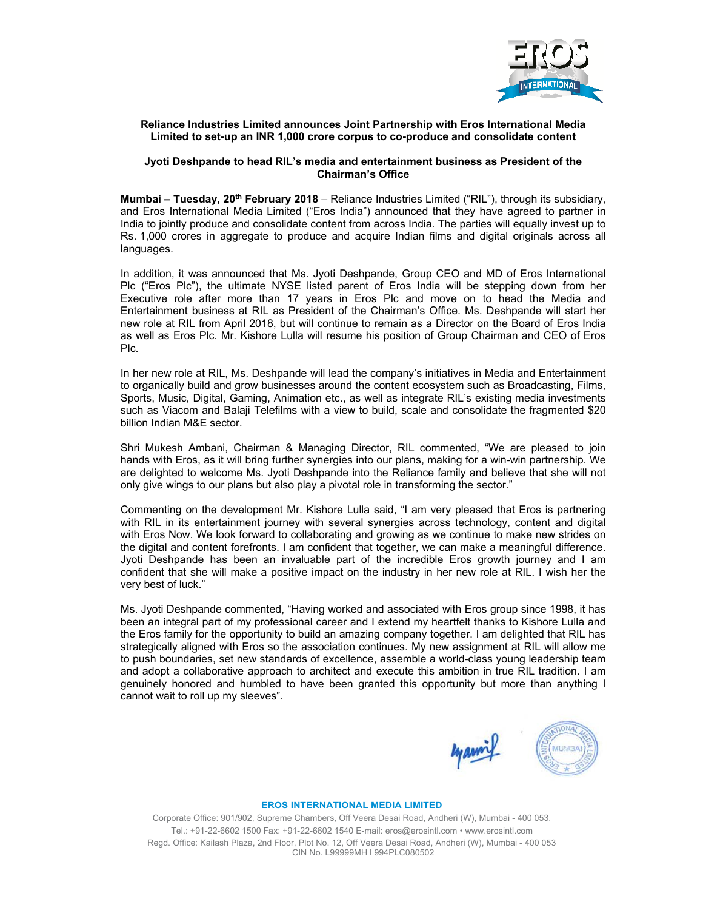**Reliance Industries Limited announces Joint Partnership with Eros International Media Limited to set-up an INR 1,000 crore corpus to co-produce and consolidate content**

**Jyoti Deshpande to head RIL's media and entertainment business as President of the Chairman's Office**

**Mumbai – Tuesday, 20th February 2018** – Reliance Industries Limited ("RIL"), through its subsidiary, and Eros International Media Limited ("Eros India") announced that they have agreed to partner in India to jointly produce and consolidate content from across India. The parties will equally invest up to Rs. 1,000 crores in aggregate to produce and acquire Indian films and digital originals across all languages.

In addition, it was announced that Ms. Jyoti Deshpande, Group CEO and MD of Eros International Plc ("Eros Plc"), the ultimate NYSE listed parent of Eros India will be stepping down from her Executive role after more than 17 years in Eros Plc and move on to head the Media and Entertainment business at RIL as President of the Chairman's Office. Ms. Deshpande will start her new role at RIL from April 2018, but will continue to remain as a Director on the Board of Eros India as well as Eros Plc. Mr. Kishore Lulla will resume his position of Group Chairman and CEO of Eros Plc.

In her new role at RIL, Ms. Deshpande will lead the company's initiatives in Media and Entertainment to organically build and grow businesses around the content ecosystem such as Broadcasting, Films, Sports, Music, Digital, Gaming, Animation etc., as well as integrate RIL's existing media investments such as Viacom and Balaji Telefilms with a view to build, scale and consolidate the fragmented $20 billion Indian M&E sector.

Shri Mukesh Ambani, Chairman & Managing Director, RIL commented, "We are pleased to join hands with Eros, as it will bring further synergies into our plans, making for a win-win partnership. We are delighted to welcome Ms. Jyoti Deshpande into the Reliance family and believe that she will not only give wings to our plans but also play a pivotal role in transforming the sector."

Commenting on the development Mr. Kishore Lulla said, "I am very pleased that Eros is partnering with RIL in its entertainment journey with several synergies across technology, content and digital with Eros Now. We look forward to collaborating and growing as we continue to make new strides on the digital and content forefronts. I am confident that together, we can make a meaningful difference. Jyoti Deshpande has been an invaluable part of the incredible Eros growth journey and I am confident that she will make a positive impact on the industry in her new role at RIL. I wish her the very best of luck."

Ms. Jyoti Deshpande commented, "Having worked and associated with Eros group since 1998, it has been an integral part of my professional career and I extend my heartfelt thanks to Kishore Lulla and the Eros family for the opportunity to build an amazing company together. I am delighted that RIL has strategically aligned with Eros so the association continues. My new assignment at RIL will allow me to push boundaries, set new standards of excellence, assemble a world-class young leadership team and adopt a collaborative approach to architect and execute this ambition in true RIL tradition. I am genuinely honored and humbled to have been granted this opportunity but more than anything I cannot wait to roll up my sleeves".

**EROS INTERNATIONAL MEDIA LIMITED**

Corporate Office: 901/902, Supreme Chambers, Off Veera Desai Road, Andheri (W), Mumbai - 400 053.
Tel.: +91-22-6602 1500 Fax: +91-22-6602 1540 E-mail: eros@erosintl.com • www.erosintl.com
Regd. Office: Kailash Plaza, 2nd Floor, Plot No. 12, Off Veera Desai Road, Andheri (W), Mumbai - 400 053
CIN No. L99999MH1994PLC080502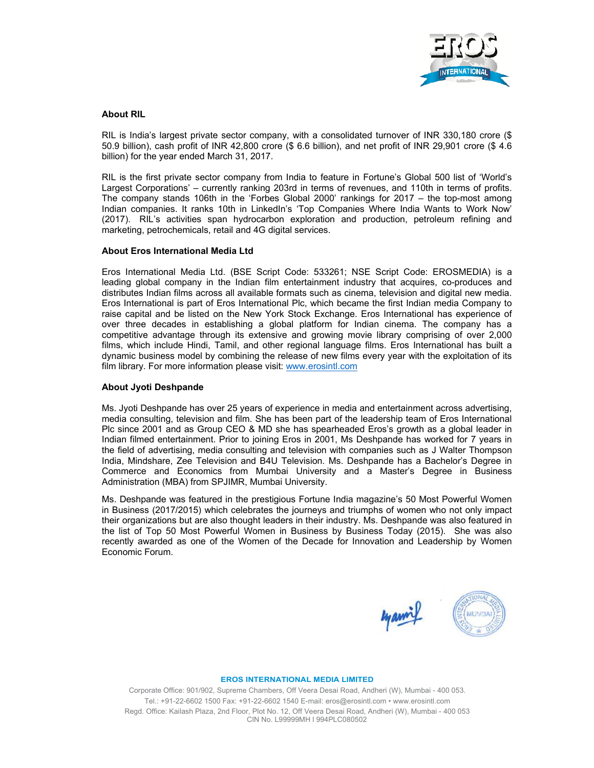## About RIL

RIL is India's largest private sector company, with a consolidated turnover of INR 330,180 crore ($ 50.9 billion), cash profit of INR 42,800 crore ($ 6.6 billion), and net profit of INR 29,901 crore ($ 4.6 billion) for the year ended March 31, 2017.

RIL is the first private sector company from India to feature in Fortune's Global 500 list of 'World's Largest Corporations' – currently ranking 203rd in terms of revenues, and 110th in terms of profits. The company stands 106th in the 'Forbes Global 2000' rankings for 2017 – the top-most among Indian companies. It ranks 10th in LinkedIn's 'Top Companies Where India Wants to Work Now' (2017). RIL's activities span hydrocarbon exploration and production, petroleum refining and marketing, petrochemicals, retail and 4G digital services.

## About Eros International Media Ltd

Eros International Media Ltd. (BSE Script Code: 533261; NSE Script Code: EROSMEDIA) is a leading global company in the Indian film entertainment industry that acquires, co-produces and distributes Indian films across all available formats such as cinema, television and digital new media. Eros International is part of Eros International Plc, which became the first Indian media Company to raise capital and be listed on the New York Stock Exchange. Eros International has experience of over three decades in establishing a global platform for Indian cinema. The company has a competitive advantage through its extensive and growing movie library comprising of over 2,000 films, which include Hindi, Tamil, and other regional language films. Eros International has built a dynamic business model by combining the release of new films every year with the exploitation of its film library. For more information please visit: www.erosintl.com

## About Jyoti Deshpande

Ms. Jyoti Deshpande has over 25 years of experience in media and entertainment across advertising, media consulting, television and film. She has been part of the leadership team of Eros International Plc since 2001 and as Group CEO & MD she has spearheaded Eros's growth as a global leader in Indian filmed entertainment. Prior to joining Eros in 2001, Ms Deshpande has worked for 7 years in the field of advertising, media consulting and television with companies such as J Walter Thompson India, Mindshare, Zee Television and B4U Television. Ms. Deshpande has a Bachelor's Degree in Commerce and Economics from Mumbai University and a Master's Degree in Business Administration (MBA) from SPJIMR, Mumbai University.

Ms. Deshpande was featured in the prestigious Fortune India magazine's 50 Most Powerful Women in Business (2017/2015) which celebrates the journeys and triumphs of women who not only impact their organizations but are also thought leaders in their industry. Ms. Deshpande was also featured in the list of Top 50 Most Powerful Women in Business by Business Today (2015). She was also recently awarded as one of the Women of the Decade for Innovation and Leadership by Women Economic Forum.

**EROS INTERNATIONAL MEDIA LIMITED**

Corporate Office: 901/902, Supreme Chambers, Off Veera Desai Road, Andheri (W), Mumbai - 400 053.
Tel.: +91-22-6602 1500 Fax: +91-22-6602 1540 E-mail: eros@erosintl.com • www.erosintl.com
Regd. Office: Kailash Plaza, 2nd Floor, Plot No. 12, Off Veera Desai Road, Andheri (W), Mumbai - 400 053
CIN No. L99999MH I 994PLC080502